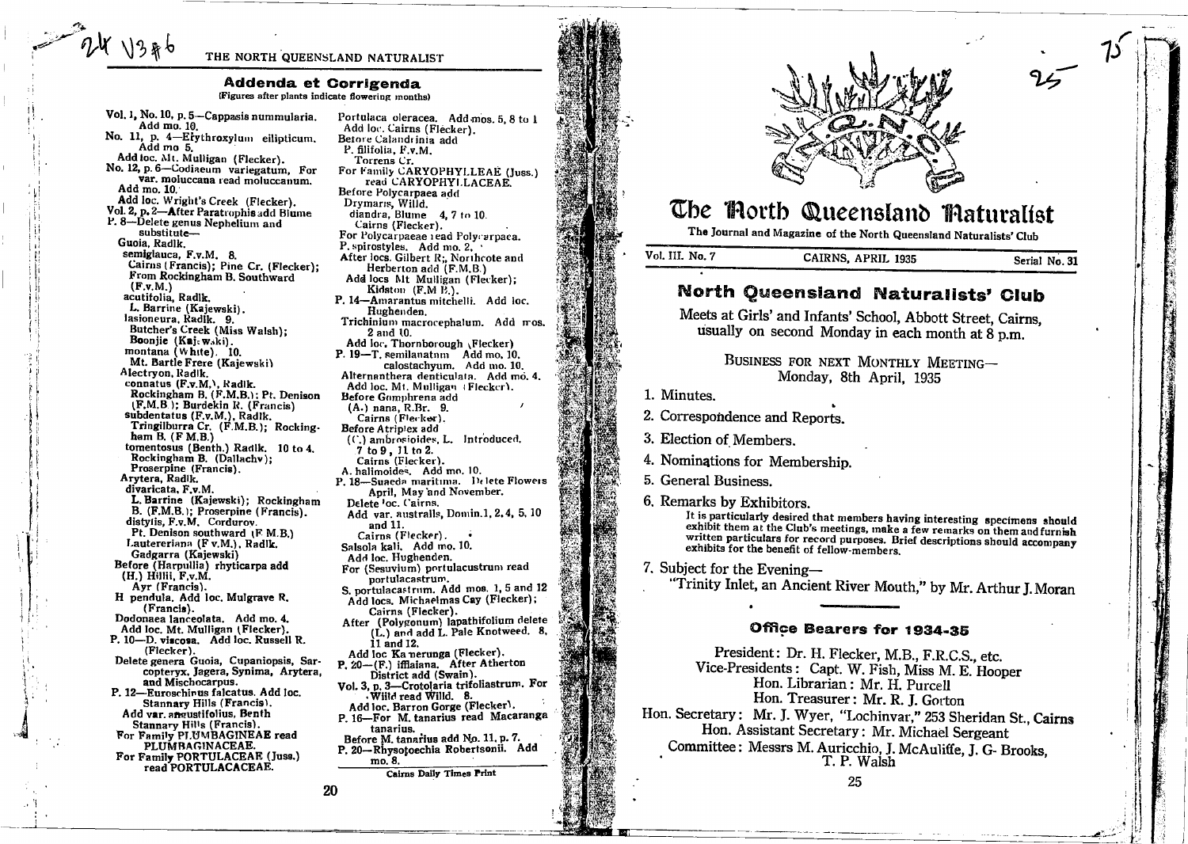## Addenda et Corrigenda

(Figures after plants indicate flowering months)

Vol. 1, No. 10, p. 5—Cappasis nummularia. Add mo. 10.

No. 11, p. 4—Erythroxylum ellipticum. Add mo 5.
Add loc. Mt. Mulligan (Flecker).

No. 12, p. 6—Codiaeum variegatum, For var. moluccana read moluccanum.
Add mo. 10.
Add loc. Wright's Creek (Flecker).

Vol. 2, p. 2—After Paratrophis add Blume

P. 8—Delete genus Nephelium and substitute—
Guoia, Radlk.
semiglauca, F.v.M. 8.
Cairns (Francis); Pine Cr. (Flecker); From Rockingham B. Southward (F.v.M.)
acutifolia, Radlk.
L. Barrine (Kajewski).
lasioneura, Radlk. 9.
Butcher's Creek (Miss Walsh);
Boonjie (Kajewski).
montana (White). 10.
Mt. Bartle Frere (Kajewski)
Alectryon, Radlk.
connatus (F.v.M.), Radlk.
Rockingham B. (F.M.B.); Pt. Denison (F.M.B.); Burdekin R. (Francis)
subdentatus (F.v.M.), Radlk.
Tringilburra Cr. (F.M.B.); Rockingham B. (F.M.B.)
tomentosus (Benth.) Radlk. 10 to 4.
Rockingham B. (Dallachy);
Proserpine (Francis).
Arytera, Radlk.
divaricata, F.v.M.
L. Barrine (Kajewski); Rockingham B. (F.M.B.); Proserpine (Francis).
distylis, F.v.M. Corduroy.
Pt. Denison southward (F.M.B.)
Lautereriana (F.v.M.), Radlk.
Gadgarra (Kajewski)

Before (Harpullia) rhyticarpa add (H.) Hillii, F.v.M.
Ayr (Francis).
H. pendula. Add loc. Mulgrave R. (Francis).

Dodonaea lanceolata. Add mo. 4.
Add loc. Mt. Mulligan (Flecker).

P. 10—D. viscosa. Add loc. Russell R. (Flecker).
Delete genera Guoia, Cupaniopsis, Sarcopteryx, Jagera, Synima, Arytera, and Mischocarpus.

P. 12—Euroschinus falcatus. Add loc. Stannary Hills (Francis).
Add var. angustifolius, Benth
Stannary Hills (Francis).
For Family PLUMBAGINEAE read PLUMBAGINACEAE.
For Family PORTULACEAE (Juss.) read PORTULACACEAE.

Portulaca oleracea. Add mos. 5, 8 to 1
Add loc. Cairns (Flecker).
Before Calandrinia add
P. filifolia, F.v.M.
Torrens Cr.
For Family CARYOPHYLLEAE (Juss.) read CARYOPHYLLACEAE.
Before Polycarpaea add
Drymaria, Willd.
diandra, Blume 4, 7 to 10.
Cairns (Flecker).
For Polycarpaeae read Polycarpaea.
P. spirostyles. Add mo. 2.
After locs. Gilbert R., Northcote and Herberton add (F.M.B.)
Add locs Mt Mulligan (Flecker);
Kidston (F.M.B.).

P. 14—Amarantus mitchelli. Add loc. Hughenden.
Trichinium macrocephalum. Add mos. 2 and 10.
Add loc. Thornborough (Flecker)

P. 19—T. semilanatum Add mo. 10.
calostachyum. Add mo. 10.
Alternanthera denticulata. Add mo. 4.
Add loc. Mt. Mulligan (Flecker).
Before Gomphrena add
(A.) nana, R.Br. 9.
Cairns (Flecker).
Before Atriplex add
(C.) ambrosioides, L. Introduced.
7 to 9, 11 to 2.
Cairns (Flecker).
A. halimoides. Add mo. 10.

P. 18—Suaeda maritima. Delete Flowers April, May and November.
Delete loc. Cairns.
Add var. australis, Domin.1, 2, 4, 5, 10 and 11.
Cairns (Flecker).
Salsola kali. Add mo. 10.
Add loc. Hughenden.
For (Sesuvium) portulacustrum read portulacastrum.
S. portulacastrum. Add mos. 1, 5 and 12
Add locs. Michaelmas Cay (Flecker);
Cairns (Flecker).
After (Polygonum) lapathifolium delete (L.) and add L. Pale Knotweed. 8, 11 and 12.
Add loc Kamerunga (Flecker).

P. 20—(F.) iffiaiana. After Atherton District add (Swain).

Vol. 3, p. 3—Crotolaria trifoliastrum. For Willd read Willd. 8.
Add loc. Barron Gorge (Flecker).

P. 16—For M. tanarius read Macaranga tanarius.
Before M. tanarius add No. 11, p. 7.

P. 20—Rhysotoechia Robertsonii. Add mo. 8.

Cairns Daily Times Print

# The North Queensland Naturalist

The Journal and Magazine of the North Queensland Naturalists' Club

Vol. III. No. 7 — CAIRNS, APRIL 1935 — Serial No. 31

## North Queensland Naturalists' Club

Meets at Girls' and Infants' School, Abbott Street, Cairns, usually on second Monday in each month at 8 p.m.

BUSINESS FOR NEXT MONTHLY MEETING—
Monday, 8th April, 1935

1. Minutes.
2. Correspondence and Reports.
3. Election of Members.
4. Nominations for Membership.
5. General Business.
6. Remarks by Exhibitors.
   It is particularly desired that members having interesting specimens should exhibit them at the Club's meetings, make a few remarks on them and furnish written particulars for record purposes. Brief descriptions should accompany exhibits for the benefit of fellow-members.
7. Subject for the Evening—
   "Trinity Inlet, an Ancient River Mouth," by Mr. Arthur J. Moran

### Office Bearers for 1934-35

President: Dr. H. Flecker, M.B., F.R.C.S., etc.
Vice-Presidents: Capt. W. Fish, Miss M. E. Hooper
Hon. Librarian: Mr. H. Purcell
Hon. Treasurer: Mr. R. J. Gorton
Hon. Secretary: Mr. J. Wyer, "Lochinvar," 253 Sheridan St., Cairns
Hon. Assistant Secretary: Mr. Michael Sergeant
Committee: Messrs M. Auricchio, J. McAuliffe, J. G. Brooks, T. P. Walsh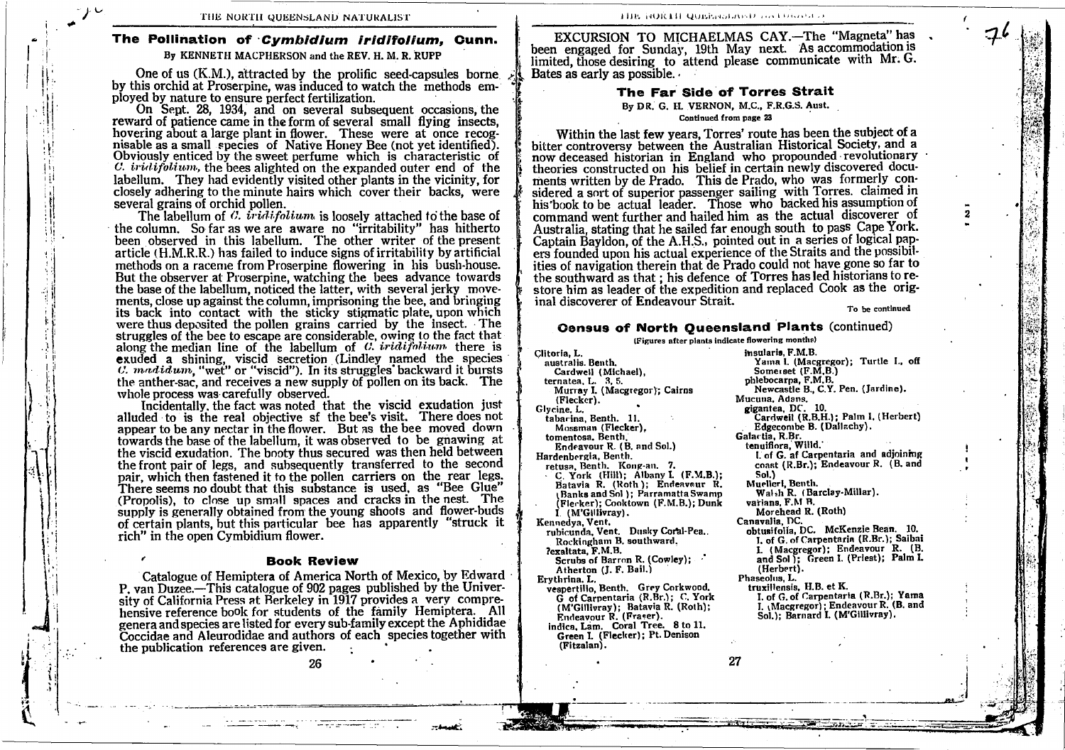## The Pollination of *Cymbidium iridifolium*, Cunn.

By KENNETH MACPHERSON and the REV. H. M. R. RUPP

One of us (K.M.), attracted by the prolific seed-capsules borne by this orchid at Proserpine, was induced to watch the methods employed by nature to ensure perfect fertilization.

On Sept. 28, 1934, and on several subsequent occasions, the reward of patience came in the form of several small flying insects, hovering about a large plant in flower. These were at once recognisable as a small species of Native Honey Bee (not yet identified). Obviously enticed by the sweet perfume which is characteristic of *C. iridifolium*, the bees alighted on the expanded outer end of the labellum. They had evidently visited other plants in the vicinity, for closely adhering to the minute hairs which cover their backs, were several grains of orchid pollen.

The labellum of *C. iridifolium* is loosely attached to the base of the column. So far as we are aware no "irritability" has hitherto been observed in this labellum. The other writer of the present article (H.M.R.R.) has failed to induce signs of irritability by artificial methods on a raceme from Proserpine flowering in his bush-house. But the observer at Proserpine, watching the bees advance towards the base of the labellum, noticed the latter, with several jerky movements, close up against the column, imprisoning the bee, and bringing its back into contact with the sticky stigmatic plate, upon which were thus deposited the pollen grains carried by the insect. The struggles of the bee to escape are considerable, owing to the fact that along the median line of the labellum of *C. iridifolium* there is exuded a shining, viscid secretion (Lindley named the species *C. madidum*, "wet" or "viscid"). In its struggles backward it bursts the anther-sac, and receives a new supply of pollen on its back. The whole process was carefully observed.

Incidentally, the fact was noted that the viscid exudation just alluded to is the real objective sf the bee's visit. There does not appear to be any nectar in the flower. But as the bee moved down towards the base of the labellum, it was observed to be gnawing at the viscid exudation. The booty thus secured was then held between the front pair of legs, and subsequently transferred to the second pair, which then fastened it to the pollen carriers on the rear legs. There seems no doubt that this substance is used, as "Bee Glue" (Propolis), to close up small spaces and cracks in the nest. The supply is generally obtained from the young shoots and flower-buds of certain plants, but this particular bee has apparently "struck it rich" in the open Cymbidium flower.

### Book Review

Catalogue of Hemiptera of America North of Mexico, by Edward P. van Duzee.—This catalogue of 902 pages published by the University of California Press at Berkeley in 1917 provides a very comprehensive reference book for students of the family Hemiptera. All genera and species are listed for every sub-family except the Aphididae Coccidae and Aleurodidae and authors of each species together with the publication references are given.

EXCURSION TO MICHAELMAS CAY.—The "Magneta" has been engaged for Sunday, 19th May next. As accommodation is limited, those desiring to attend please communicate with Mr. G. Bates as early as possible.

## The Far Side of Torres Strait

By DR. G. H. VERNON, M.C., F.R.G.S. Aust.

Continued from page 23

Within the last few years, Torres' route has been the subject of a bitter controversy between the Australian Historical Society, and a now deceased historian in England who propounded revolutionary theories constructed on his belief in certain newly discovered documents written by de Prado. This de Prado, who was formerly considered a sort of superior passenger sailing with Torres, claimed in his book to be actual leader. Those who backed his assumption of command went further and hailed him as the actual discoverer of Australia, stating that he sailed far enough south to pass Cape York. Captain Bayldon, of the A.H.S., pointed out in a series of logical papers founded upon his actual experience of the Straits and the possibilities of navigation therein that de Prado could not have gone so far to the southward as that; his defence of Torres has led historians to restore him as leader of the expedition and replaced Cook as the original discoverer of Endeavour Strait.

To be continued

## Census of North Queensland Plants (continued)

(Figures after plants indicate flowering months)

Clitoria, L.
- australis. Benth.
  - Cardwell (Michael),
- ternatea, L. 3, 5.
  - Murray I. (Macgregor); Cairns (Flecker).

Glycine, L.
- tabacina, Benth. 11.
  - Mossman (Flecker),
- tomentosa, Benth.
  - Endeavour R. (B. and Sol.)

Hardenbergia, Benth.
- retusa, Benth. Kong-an. 7.
  - C. York (Hill); Albany I. (F.M.B.); Batavia R. (Roth); Endeavour R. (Banks and Sol); Parramatta Swamp (Flecker); Cooktown (F.M.B.); Dunk I. (M'Gillivray).

Kennedya, Vent.
- rubicunda, Vent. Dusky Coral-Pea.
  - Rockingham B. southward.
- ?exaltata, F.M.B.
  - Scrubs of Barron R. (Cowley); Atherton (J. F. Bail.)

Erythrina, L.
- vespertilio, Benth. Grey Corkwood.
  - G of Carpentaria (R.Br.); C. York (M'Gillivray); Batavia R. (Roth); Endeavour R. (Fraser).
- indica, Lam. Coral Tree. 8 to 11.
  - Green I. (Flecker); Pt. Denison (Fitzalan).
- insularis, F.M.B.
  - Yama I. (Macgregor); Turtle I., off Somerset (F.M.B.)
- phlebocarpa, F.M.B.
  - Newcastle B., C.Y. Pen. (Jardine).

Mucuna, Adans.
- gigantea, DC. 10.
  - Cardwell (R.B.H.); Palm I. (Herbert) Edgecombe B. (Dallachy).

Galactia, R.Br.
- tenuiflora, Willd.
  - I. of G. of Carpentaria and adjoining coast (R.Br.); Endeavour R. (B. and Sol.)
- Muelleri, Benth.
  - Walsh R. (Barclay-Millar).
- varians, F.M B.
  - Morehead R. (Roth)

Canavalia, DC.
- obtusifolia, DC. McKenzie Bean. 10.
  - I. of G. of Carpentaria (R.Br.); Saibai I. (Macgregor); Endeavour R. (B. and Sol); Green I. (Priest); Palm I. (Herbert).

Phaseolus, L.
- truxillensis, H.B. et K.
  - I. of G. of Carpentaria (R.Br.); Yama I. (Macgregor); Endeavour R. (B. and Sol.); Barnard I. (M'Gillivray).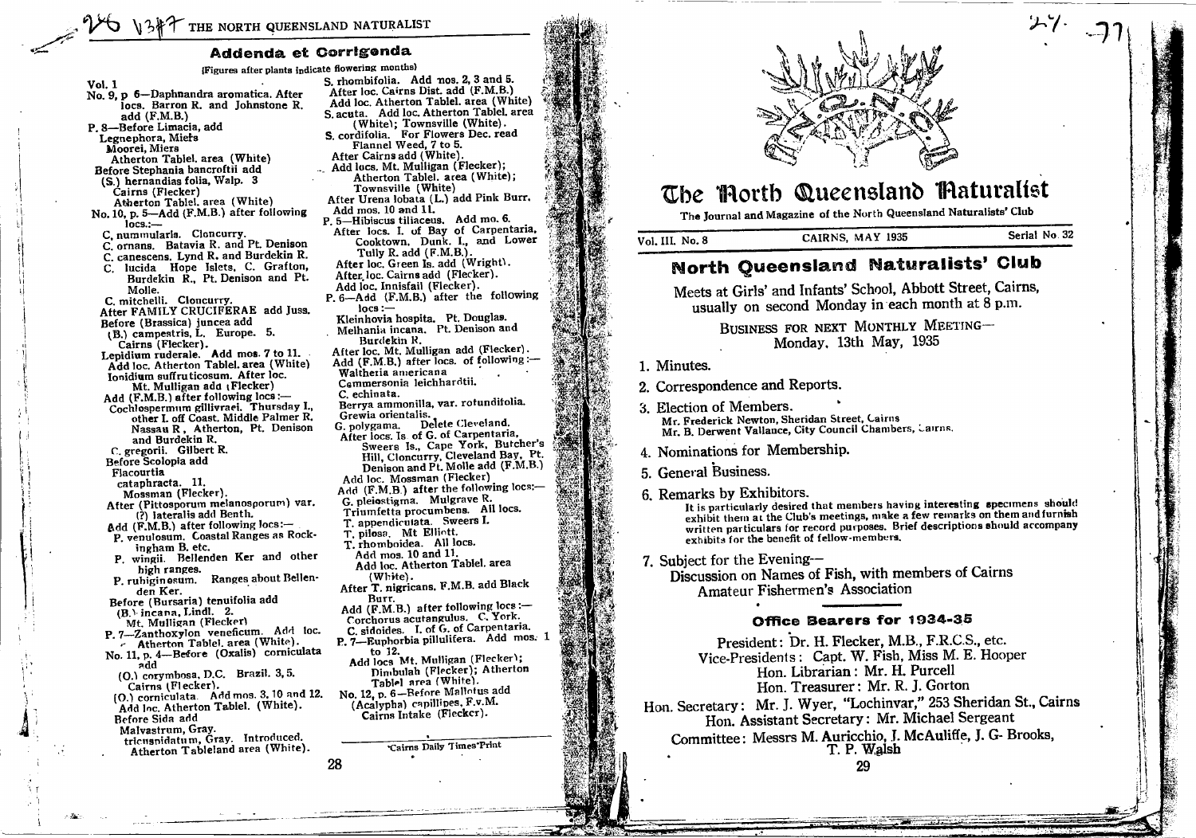## Addenda et Corrigenda

(Figures after plants indicate flowering months)

Vol. 1

No. 9, p 6—Daphnandra aromatica. After locs. Barron R. and Johnstone R. add (F.M.B.)

P. 8—Before Limacia, add
Legnephora, Miers
Moorei, Miers
Atherton Tablel. area (White)

Before Stephania bancroftii add
(S.) hernandias folia, Walp. 3
Cairns (Flecker)
Atherton Tablel. area (White)

No. 10, p. 5—Add (F.M.B.) after following locs.:—
C. nummularis. Cloncurry.
C. ornans. Batavia R. and Pt. Denison
C. canescens. Lynd R. and Burdekin R.
C. lucida Hope Islets, C. Grafton, Burdekin R., Pt. Denison and Pt. Molle.
C. mitchelli. Cloncurry.

After FAMILY CRUCIFERAE add Juss.

Before (Brassica) juncea add
(B.) campestris, L. Europe. 5.
Cairns (Flecker).

Lepidium ruderale. Add mos. 7 to 11.
Add loc. Atherton Tablel. area (White)

Ionidium suffruticosum. After loc. Mt. Mulligan add (Flecker)

Add (F.M.B.) after following locs:—
Cochlospermum gillivraei. Thursday I., other I. off Coast, Middle Palmer R. Nassau R., Atherton, Pt. Denison and Burdekin R.
C. gregorii. Gilbert R.

Before Scolopia add
Flacourtia
cataphracta. 11.
Mossman (Flecker).

After (Pittosporum melanosporum) var. (?) lateralis add Benth.

Add (F.M.B.) after following locs:—
P. venulosum. Coastal Ranges as Rockingham B. etc.
P. wingii. Bellenden Ker and other high ranges.
P. rubiginosum. Ranges about Bellenden Ker.

Before (Bursaria) tenuifolia add
(B.) incana, Lindl. 2.
Mt. Mulligan (Flecker)

P. 7—Zanthoxylon veneficum. Add loc. Atherton Tablel. area (White).

No. 11, p. 4—Before (Oxalis) corniculata add
(O.) corymbosa, D.C. Brazil. 3, 5.
Cairns (Flecker).
(O.) corniculata. Add mos. 3, 10 and 12.
Add loc. Atherton Tablel. (White).

Before Sida add
Malvastrum, Gray.
tricuspidatum, Gray. Introduced.
Atherton Tableland area (White).

S. rhombifolia. Add nos. 2, 3 and 5.
After loc. Cairns Dist. add (F.M.B.)
Add loc. Atherton Tablel. area (White)

S. acuta. Add loc. Atherton Tablel. area (White); Townsville (White).

S. cordifolia. For Flowers Dec. read Flannel Weed, 7 to 5.
After Cairns add (White).
Add locs. Mt. Mulligan (Flecker); Atherton Tablel. area (White); Townsville (White)

After Urena lobata (L.) add Pink Burr.
Add mos. 10 and 11.

P. 5—Hibiscus tiliaceus. Add mo. 6.
After locs. I. of Bay of Carpentaria, Cooktown, Dunk. I., and Lower Tully R. add (F.M.B.).
After loc. Green Is. add (Wright).
After loc. Cairns add (Flecker).
Add loc. Innisfail (Flecker).

P. 6—Add (F.M.B.) after the following locs:—
Kleinhovia hospita. Pt. Douglas.
Melhania incana. Pt. Denison and Burdekin R.

After loc. Mt. Mulligan add (Flecker).

Add (F.M.B.) after locs. of following:—
Waltheria americana
Commersonia leichhardtii.
C. echinata.
Berrya ammonilla, var. rotundifolia.
Grewia orientalis.
G. polygama. Delete Cleveland.
After locs. Is of G. of Carpentaria, Sweers Is., Cape York, Butcher's Hill, Cloncurry, Cleveland Bay, Pt. Denison and Pt. Molle add (F.M.B.)
Add loc. Mossman (Flecker)

Add (F.M.B.) after the following locs:—
G. pleiostigma. Mulgrave R.
Triumfetta procumbens. All locs.
T. appendiculata. Sweers I.
T. pilosa. Mt Elliott.
T. rhomboidea. All locs.
Add mos. 10 and 11.
Add loc. Atherton Tablel. area (White).

After T. nigricans, F.M.B. add Black Burr.

Add (F.M.B.) after following locs:—
Corchorus acutangulus. C. York.
C. sidoides. I. of G. of Carpentaria.

P. 7—Euphorbia pillulifera. Add mos. 1 to 12.
Add locs Mt. Mulligan (Flecker); Dimbulah (Flecker); Atherton Tablel area (White).

No. 12, p. 6—Before Mallotus add
(Acalypha) capillipes, F.v.M.
Cairns Intake (Flecker).

'Cairns Daily Times' Print

# The North Queensland Naturalist

The Journal and Magazine of the North Queensland Naturalists' Club

Vol. III. No. 8 — CAIRNS, MAY 1935 — Serial No. 32

## North Queensland Naturalists' Club

Meets at Girls' and Infants' School, Abbott Street, Cairns, usually on second Monday in each month at 8 p.m.

BUSINESS FOR NEXT MONTHLY MEETING—
Monday, 13th May, 1935

1. Minutes.
2. Correspondence and Reports.
3. Election of Members.
   Mr. Frederick Newton, Sheridan Street, Cairns
   Mr. B. Derwent Vallance, City Council Chambers, Cairns.
4. Nominations for Membership.
5. General Business.
6. Remarks by Exhibitors.
   It is particularly desired that members having interesting specimens should exhibit them at the Club's meetings, make a few remarks on them and furnish written particulars for record purposes. Brief descriptions should accompany exhibits for the benefit of fellow-members.
7. Subject for the Evening—
   Discussion on Names of Fish, with members of Cairns Amateur Fishermen's Association

### Office Bearers for 1934-35

President: Dr. H. Flecker, M.B., F.R.C.S., etc.
Vice-Presidents: Capt. W. Fish, Miss M. E. Hooper
Hon. Librarian: Mr. H. Purcell
Hon. Treasurer: Mr. R. J. Gorton
Hon. Secretary: Mr. J. Wyer, "Lochinvar," 253 Sheridan St., Cairns
Hon. Assistant Secretary: Mr. Michael Sergeant
Committee: Messrs M. Auricchio, J. McAuliffe, J. G- Brooks, T. P. Walsh